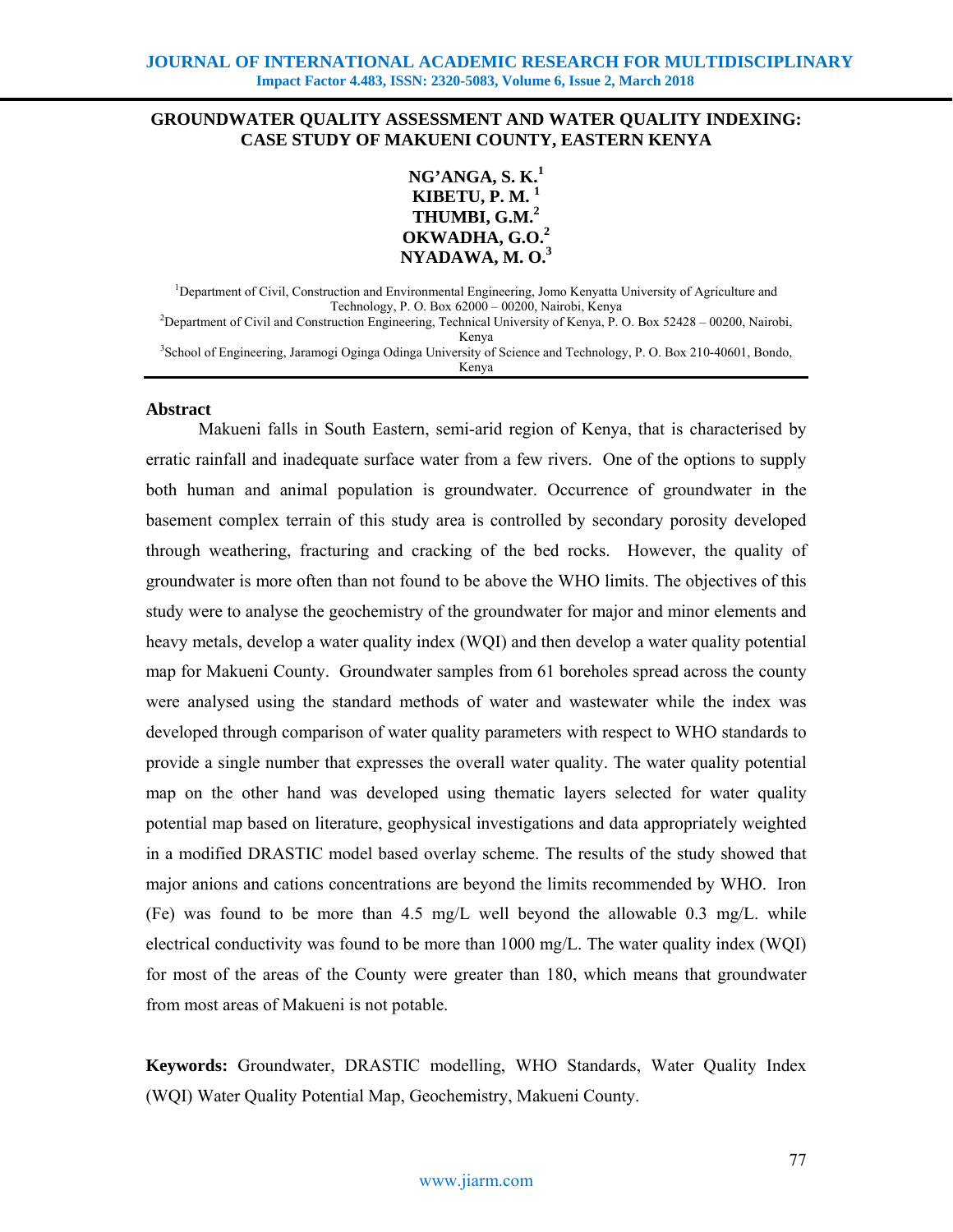# GROUNDWATER QUALITY ASSESSMENT AND WATER QUALITY INDEXING: CASE STUDY OF MAKUENI COUNTY, EASTERN KENYA

**NG'ANGA, S. K.[1]**
**KIBETU, P. M.[1]**
**THUMBI, G.M.[2]**
**OKWADHA, G.O.[2]**
**NYADAWA, M. O.[3]**

[1]Department of Civil, Construction and Environmental Engineering, Jomo Kenyatta University of Agriculture and Technology, P. O. Box 62000 – 00200, Nairobi, Kenya

[2]Department of Civil and Construction Engineering, Technical University of Kenya, P. O. Box 52428 – 00200, Nairobi, Kenya

[3]School of Engineering, Jaramogi Oginga Odinga University of Science and Technology, P. O. Box 210-40601, Bondo, Kenya

## Abstract

Makueni falls in South Eastern, semi-arid region of Kenya, that is characterised by erratic rainfall and inadequate surface water from a few rivers. One of the options to supply both human and animal population is groundwater. Occurrence of groundwater in the basement complex terrain of this study area is controlled by secondary porosity developed through weathering, fracturing and cracking of the bed rocks. However, the quality of groundwater is more often than not found to be above the WHO limits. The objectives of this study were to analyse the geochemistry of the groundwater for major and minor elements and heavy metals, develop a water quality index (WQI) and then develop a water quality potential map for Makueni County. Groundwater samples from 61 boreholes spread across the county were analysed using the standard methods of water and wastewater while the index was developed through comparison of water quality parameters with respect to WHO standards to provide a single number that expresses the overall water quality. The water quality potential map on the other hand was developed using thematic layers selected for water quality potential map based on literature, geophysical investigations and data appropriately weighted in a modified DRASTIC model based overlay scheme. The results of the study showed that major anions and cations concentrations are beyond the limits recommended by WHO. Iron (Fe) was found to be more than 4.5 mg/L well beyond the allowable 0.3 mg/L. while electrical conductivity was found to be more than 1000 mg/L. The water quality index (WQI) for most of the areas of the County were greater than 180, which means that groundwater from most areas of Makueni is not potable.

**Keywords:** Groundwater, DRASTIC modelling, WHO Standards, Water Quality Index (WQI) Water Quality Potential Map, Geochemistry, Makueni County.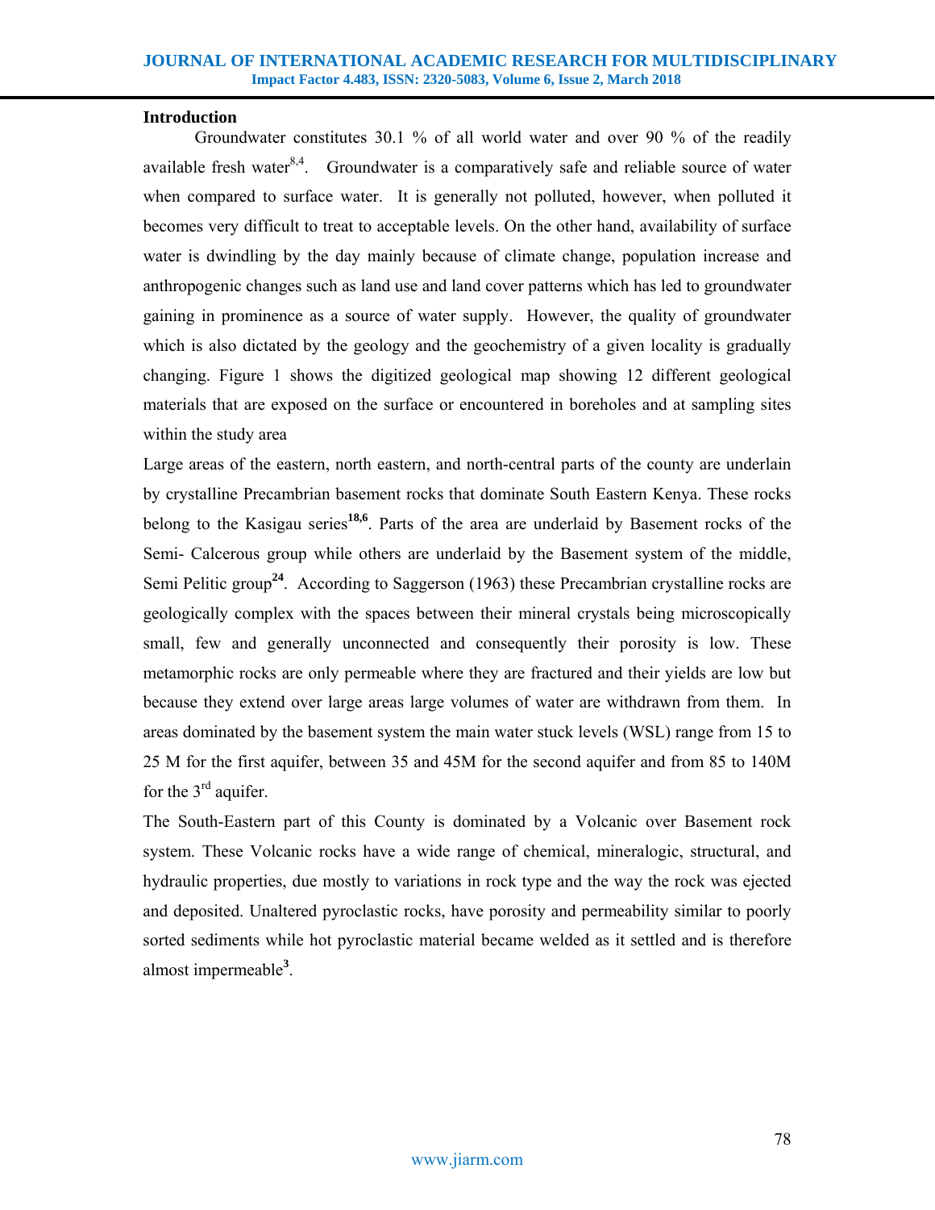## Introduction

Groundwater constitutes 30.1 % of all world water and over 90 % of the readily available fresh water[8,4]. Groundwater is a comparatively safe and reliable source of water when compared to surface water. It is generally not polluted, however, when polluted it becomes very difficult to treat to acceptable levels. On the other hand, availability of surface water is dwindling by the day mainly because of climate change, population increase and anthropogenic changes such as land use and land cover patterns which has led to groundwater gaining in prominence as a source of water supply. However, the quality of groundwater which is also dictated by the geology and the geochemistry of a given locality is gradually changing. Figure 1 shows the digitized geological map showing 12 different geological materials that are exposed on the surface or encountered in boreholes and at sampling sites within the study area

Large areas of the eastern, north eastern, and north-central parts of the county are underlain by crystalline Precambrian basement rocks that dominate South Eastern Kenya. These rocks belong to the Kasigau series[18,6]. Parts of the area are underlaid by Basement rocks of the Semi- Calcerous group while others are underlaid by the Basement system of the middle, Semi Pelitic group[24]. According to Saggerson (1963) these Precambrian crystalline rocks are geologically complex with the spaces between their mineral crystals being microscopically small, few and generally unconnected and consequently their porosity is low. These metamorphic rocks are only permeable where they are fractured and their yields are low but because they extend over large areas large volumes of water are withdrawn from them. In areas dominated by the basement system the main water stuck levels (WSL) range from 15 to 25 M for the first aquifer, between 35 and 45M for the second aquifer and from 85 to 140M for the 3rd aquifer.

The South-Eastern part of this County is dominated by a Volcanic over Basement rock system. These Volcanic rocks have a wide range of chemical, mineralogic, structural, and hydraulic properties, due mostly to variations in rock type and the way the rock was ejected and deposited. Unaltered pyroclastic rocks, have porosity and permeability similar to poorly sorted sediments while hot pyroclastic material became welded as it settled and is therefore almost impermeable[3].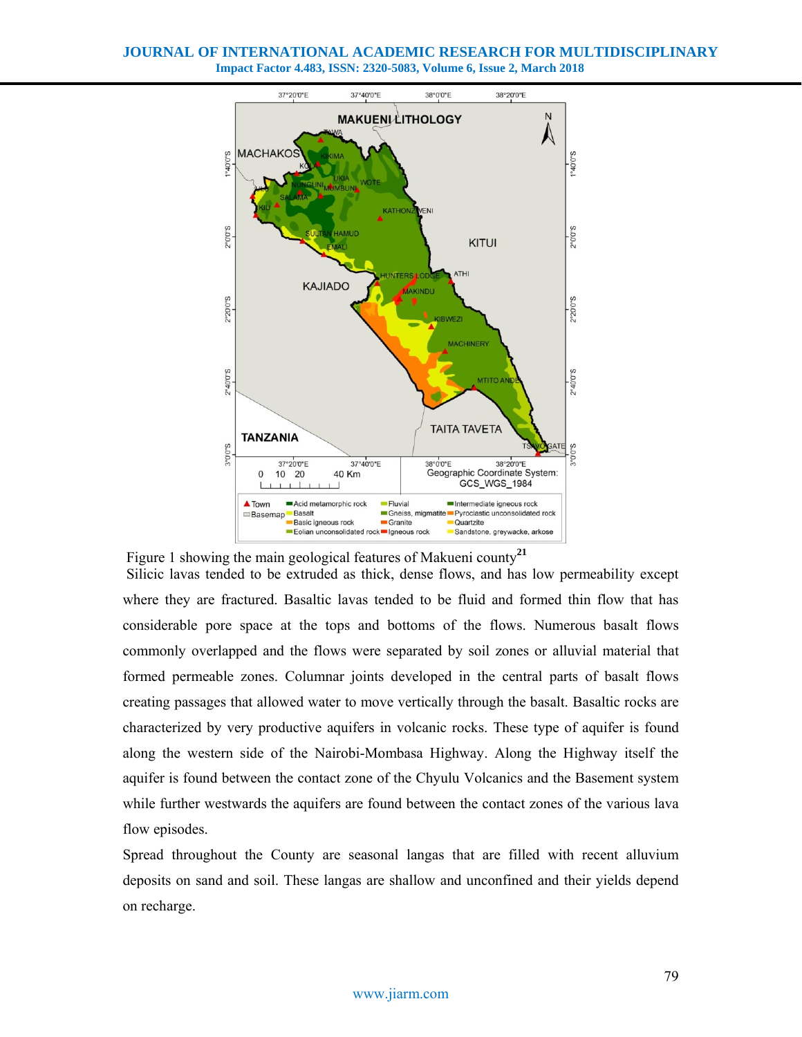Figure 1 showing the main geological features of Makueni county[21]

Silicic lavas tended to be extruded as thick, dense flows, and has low permeability except where they are fractured. Basaltic lavas tended to be fluid and formed thin flow that has considerable pore space at the tops and bottoms of the flows. Numerous basalt flows commonly overlapped and the flows were separated by soil zones or alluvial material that formed permeable zones. Columnar joints developed in the central parts of basalt flows creating passages that allowed water to move vertically through the basalt. Basaltic rocks are characterized by very productive aquifers in volcanic rocks. These type of aquifer is found along the western side of the Nairobi-Mombasa Highway. Along the Highway itself the aquifer is found between the contact zone of the Chyulu Volcanics and the Basement system while further westwards the aquifers are found between the contact zones of the various lava flow episodes.

Spread throughout the County are seasonal langas that are filled with recent alluvium deposits on sand and soil. These langas are shallow and unconfined and their yields depend on recharge.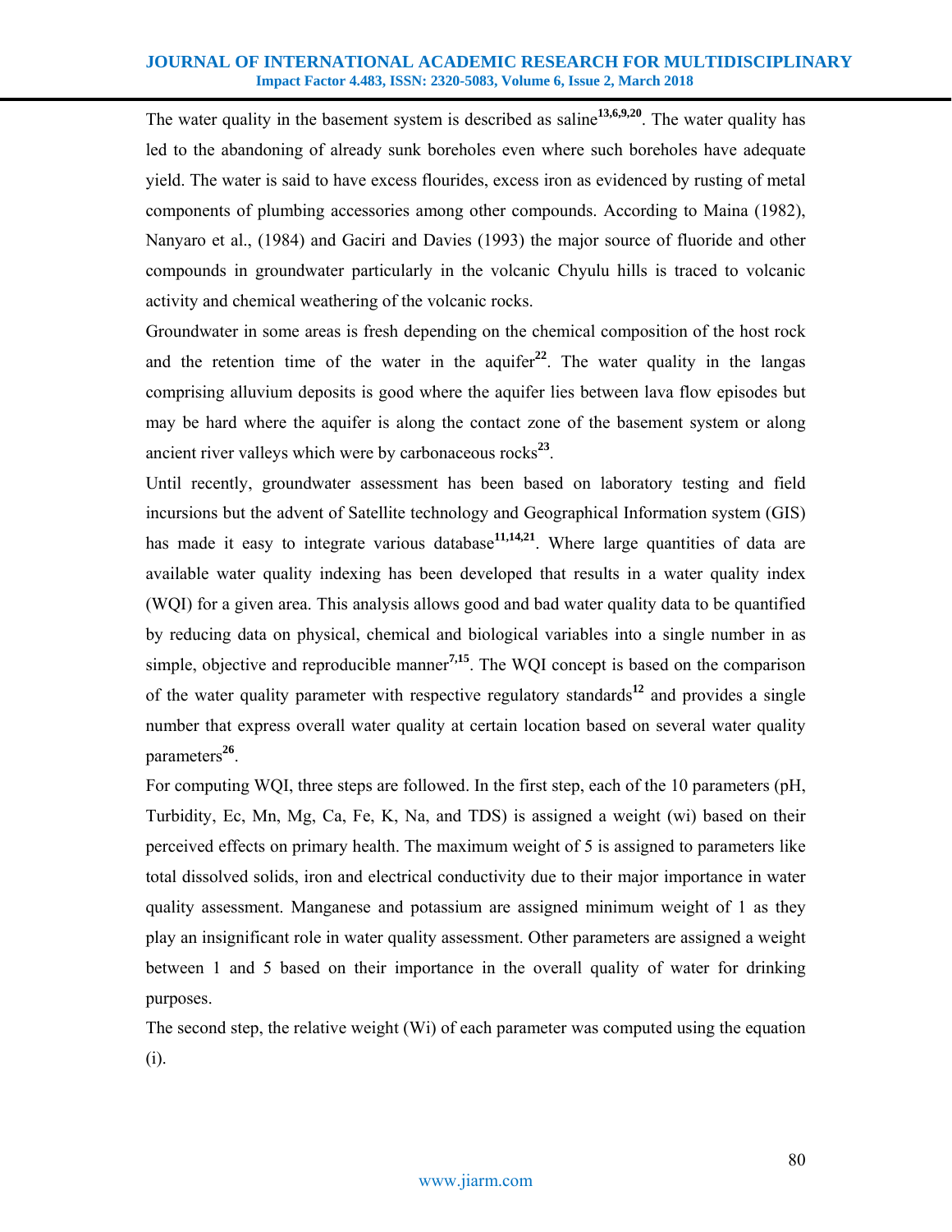The water quality in the basement system is described as saline[13,6,9,20]. The water quality has led to the abandoning of already sunk boreholes even where such boreholes have adequate yield. The water is said to have excess flourides, excess iron as evidenced by rusting of metal components of plumbing accessories among other compounds. According to Maina (1982), Nanyaro et al., (1984) and Gaciri and Davies (1993) the major source of fluoride and other compounds in groundwater particularly in the volcanic Chyulu hills is traced to volcanic activity and chemical weathering of the volcanic rocks.

Groundwater in some areas is fresh depending on the chemical composition of the host rock and the retention time of the water in the aquifer[22]. The water quality in the langas comprising alluvium deposits is good where the aquifer lies between lava flow episodes but may be hard where the aquifer is along the contact zone of the basement system or along ancient river valleys which were by carbonaceous rocks[23].

Until recently, groundwater assessment has been based on laboratory testing and field incursions but the advent of Satellite technology and Geographical Information system (GIS) has made it easy to integrate various database[11,14,21]. Where large quantities of data are available water quality indexing has been developed that results in a water quality index (WQI) for a given area. This analysis allows good and bad water quality data to be quantified by reducing data on physical, chemical and biological variables into a single number in as simple, objective and reproducible manner[7,15]. The WQI concept is based on the comparison of the water quality parameter with respective regulatory standards[12] and provides a single number that express overall water quality at certain location based on several water quality parameters[26].

For computing WQI, three steps are followed. In the first step, each of the 10 parameters (pH, Turbidity, Ec, Mn, Mg, Ca, Fe, K, Na, and TDS) is assigned a weight ($w_i$) based on their perceived effects on primary health. The maximum weight of 5 is assigned to parameters like total dissolved solids, iron and electrical conductivity due to their major importance in water quality assessment. Manganese and potassium are assigned minimum weight of 1 as they play an insignificant role in water quality assessment. Other parameters are assigned a weight between 1 and 5 based on their importance in the overall quality of water for drinking purposes.

The second step, the relative weight ($W_i$) of each parameter was computed using the equation (i).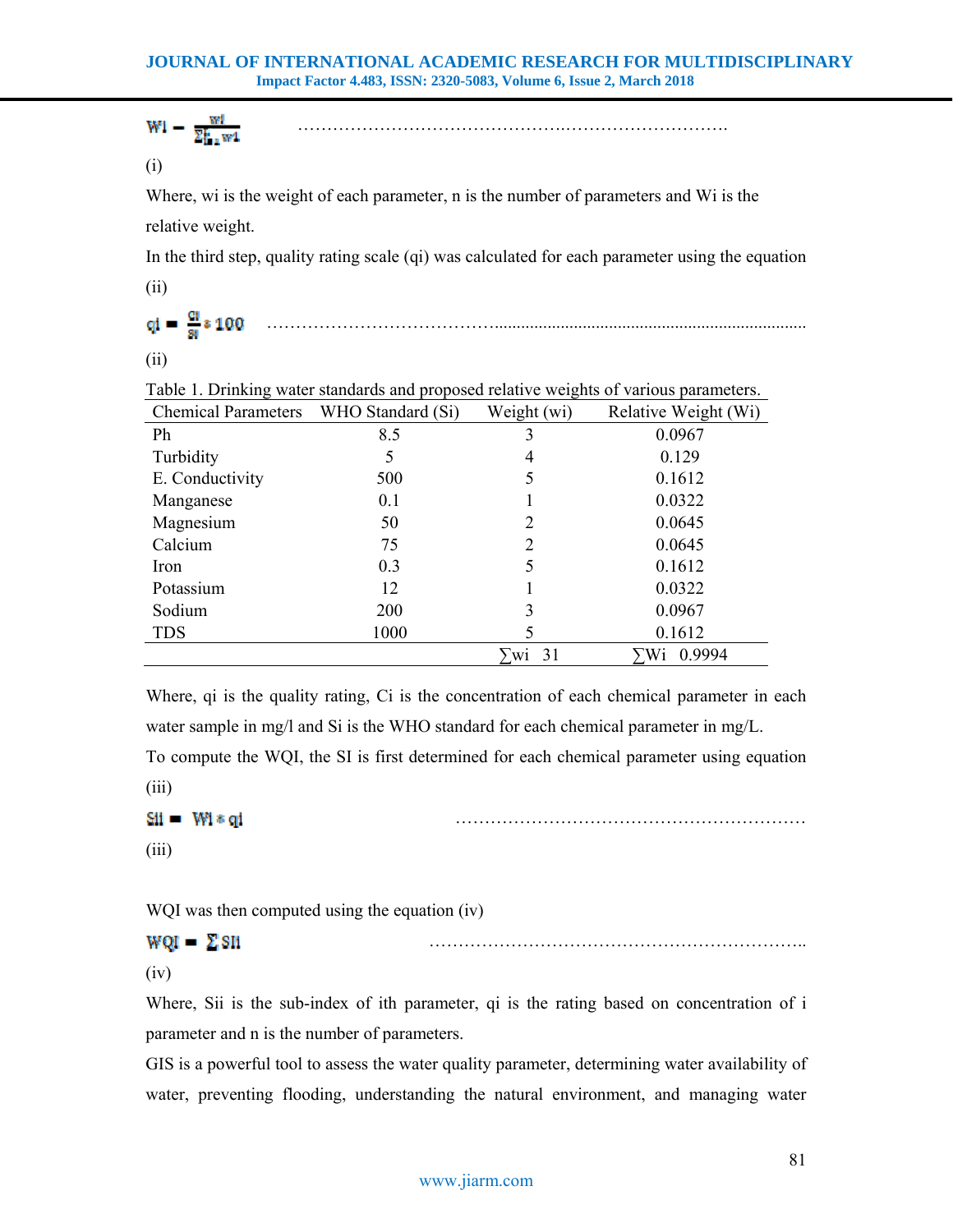$$W_i = \frac{w_i}{\sum_{i=1}^{n} w_i} \quad \text{(i)}$$

Where, wi is the weight of each parameter, n is the number of parameters and Wi is the relative weight.

In the third step, quality rating scale (qi) was calculated for each parameter using the equation (ii)

$$q_i = \frac{C_i}{S_i} * 100 \quad \text{(ii)}$$

Table 1. Drinking water standards and proposed relative weights of various parameters.

| Chemical Parameters | WHO Standard (Si) | Weight (wi) | Relative Weight (Wi) |
|---|---|---|---|
| Ph | 8.5 | 3 | 0.0967 |
| Turbidity | 5 | 4 | 0.129 |
| E. Conductivity | 500 | 5 | 0.1612 |
| Manganese | 0.1 | 1 | 0.0322 |
| Magnesium | 50 | 2 | 0.0645 |
| Calcium | 75 | 2 | 0.0645 |
| Iron | 0.3 | 5 | 0.1612 |
| Potassium | 12 | 1 | 0.0322 |
| Sodium | 200 | 3 | 0.0967 |
| TDS | 1000 | 5 | 0.1612 |
| | | ∑wi 31 | ∑Wi 0.9994 |

Where, qi is the quality rating, Ci is the concentration of each chemical parameter in each water sample in mg/l and Si is the WHO standard for each chemical parameter in mg/L.

To compute the WQI, the SI is first determined for each chemical parameter using equation (iii)

$$SI_i = W_i * q_i \quad \text{(iii)}$$

WQI was then computed using the equation (iv)

$$WQI = \sum SI_i \quad \text{(iv)}$$

Where, Sii is the sub-index of ith parameter, qi is the rating based on concentration of i parameter and n is the number of parameters.

GIS is a powerful tool to assess the water quality parameter, determining water availability of water, preventing flooding, understanding the natural environment, and managing water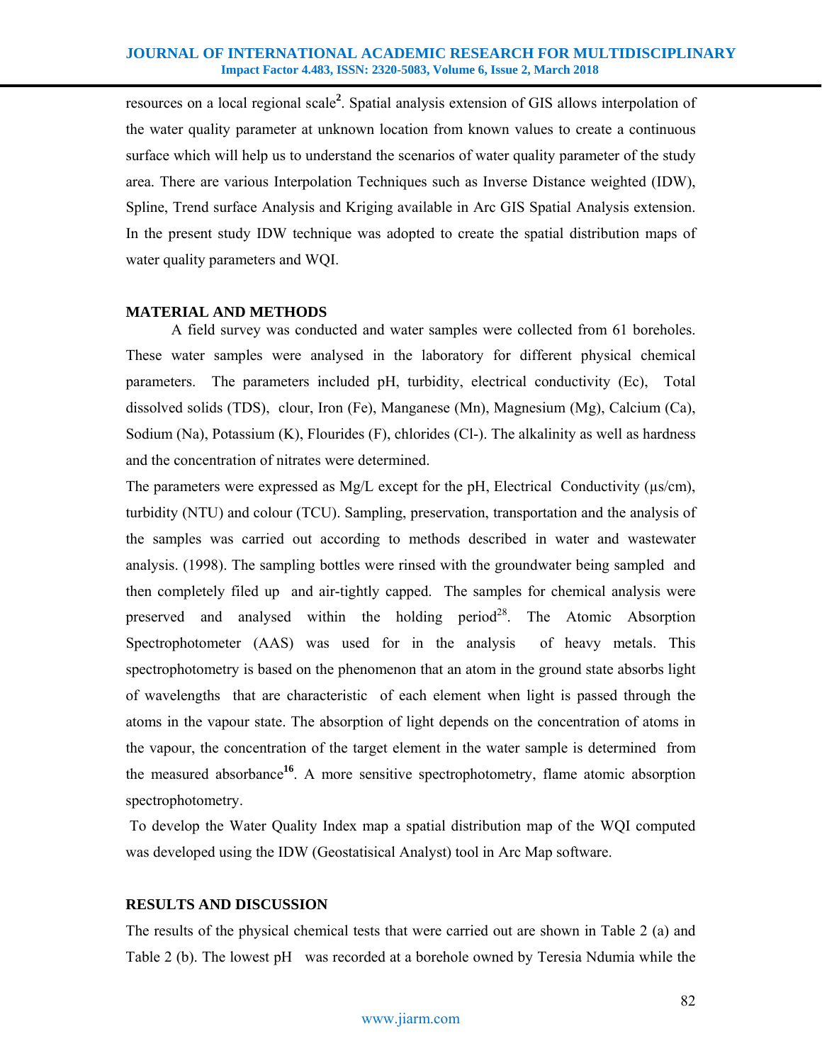resources on a local regional scale[2]. Spatial analysis extension of GIS allows interpolation of the water quality parameter at unknown location from known values to create a continuous surface which will help us to understand the scenarios of water quality parameter of the study area. There are various Interpolation Techniques such as Inverse Distance weighted (IDW), Spline, Trend surface Analysis and Kriging available in Arc GIS Spatial Analysis extension. In the present study IDW technique was adopted to create the spatial distribution maps of water quality parameters and WQI.

## MATERIAL AND METHODS

A field survey was conducted and water samples were collected from 61 boreholes. These water samples were analysed in the laboratory for different physical chemical parameters. The parameters included pH, turbidity, electrical conductivity (Ec), Total dissolved solids (TDS), clour, Iron (Fe), Manganese (Mn), Magnesium (Mg), Calcium (Ca), Sodium (Na), Potassium (K), Flourides (F), chlorides (Cl-). The alkalinity as well as hardness and the concentration of nitrates were determined.

The parameters were expressed as Mg/L except for the pH, Electrical Conductivity (μs/cm), turbidity (NTU) and colour (TCU). Sampling, preservation, transportation and the analysis of the samples was carried out according to methods described in water and wastewater analysis. (1998). The sampling bottles were rinsed with the groundwater being sampled and then completely filed up and air-tightly capped. The samples for chemical analysis were preserved and analysed within the holding period[28]. The Atomic Absorption Spectrophotometer (AAS) was used for in the analysis of heavy metals. This spectrophotometry is based on the phenomenon that an atom in the ground state absorbs light of wavelengths that are characteristic of each element when light is passed through the atoms in the vapour state. The absorption of light depends on the concentration of atoms in the vapour, the concentration of the target element in the water sample is determined from the measured absorbance[16]. A more sensitive spectrophotometry, flame atomic absorption spectrophotometry.

To develop the Water Quality Index map a spatial distribution map of the WQI computed was developed using the IDW (Geostatisical Analyst) tool in Arc Map software.

## RESULTS AND DISCUSSION

The results of the physical chemical tests that were carried out are shown in Table 2 (a) and Table 2 (b). The lowest pH was recorded at a borehole owned by Teresia Ndumia while the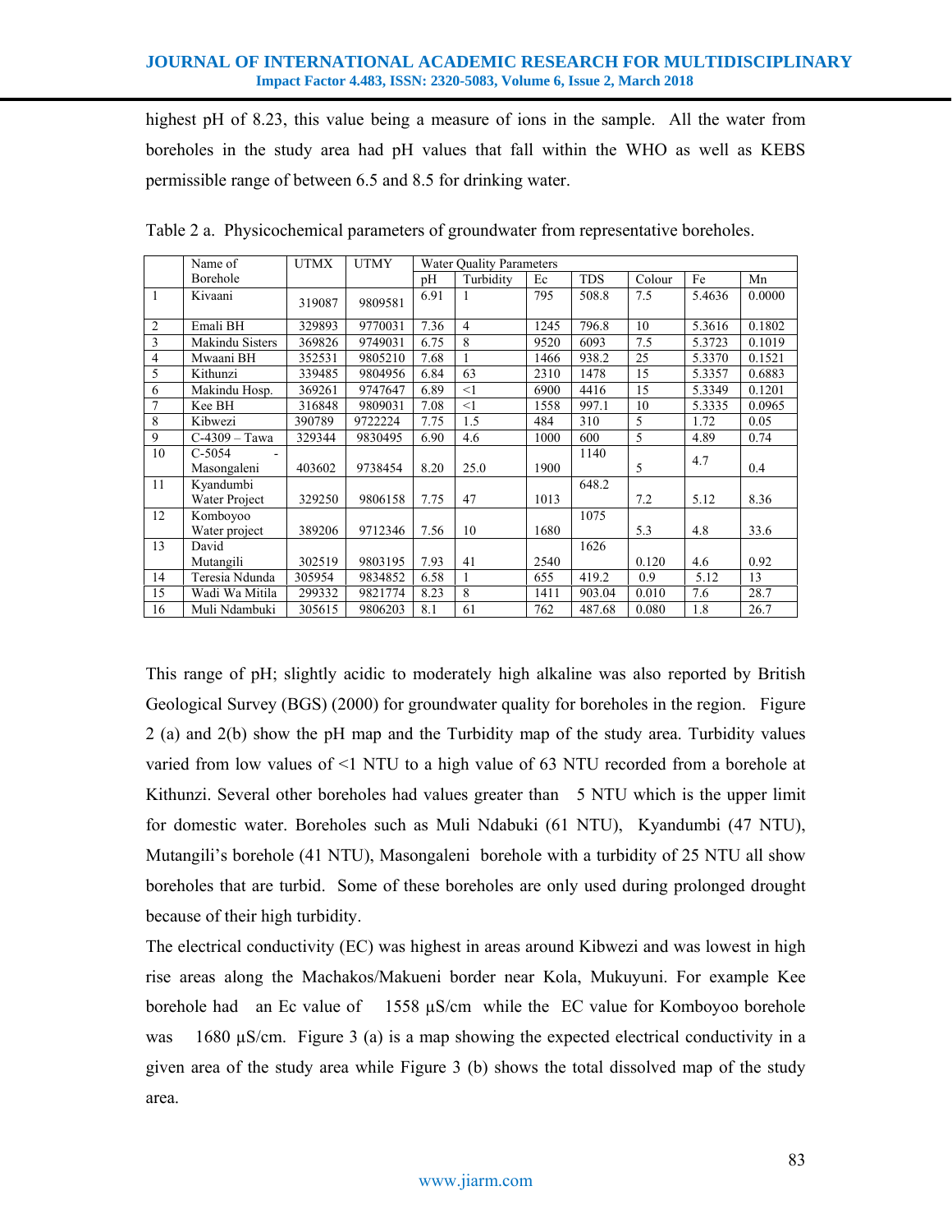highest pH of 8.23, this value being a measure of ions in the sample. All the water from boreholes in the study area had pH values that fall within the WHO as well as KEBS permissible range of between 6.5 and 8.5 for drinking water.

Table 2 a. Physicochemical parameters of groundwater from representative boreholes.

| | Name of Borehole | UTMX | UTMY | Water Quality Parameters | | | | | | |
|---|---|---|---|---|---|---|---|---|---|---|
| | | | | pH | Turbidity | Ec | TDS | Colour | Fe | Mn |
| 1 | Kivaani | 319087 | 9809581 | 6.91 | 1 | 795 | 508.8 | 7.5 | 5.4636 | 0.0000 |
| 2 | Emali BH | 329893 | 9770031 | 7.36 | 4 | 1245 | 796.8 | 10 | 5.3616 | 0.1802 |
| 3 | Makindu Sisters | 369826 | 9749031 | 6.75 | 8 | 9520 | 6093 | 7.5 | 5.3723 | 0.1019 |
| 4 | Mwaani BH | 352531 | 9805210 | 7.68 | 1 | 1466 | 938.2 | 25 | 5.3370 | 0.1521 |
| 5 | Kithunzi | 339485 | 9804956 | 6.84 | 63 | 2310 | 1478 | 15 | 5.3357 | 0.6883 |
| 6 | Makindu Hosp. | 369261 | 9747647 | 6.89 | <1 | 6900 | 4416 | 15 | 5.3349 | 0.1201 |
| 7 | Kee BH | 316848 | 9809031 | 7.08 | <1 | 1558 | 997.1 | 10 | 5.3335 | 0.0965 |
| 8 | Kibwezi | 390789 | 9722224 | 7.75 | 1.5 | 484 | 310 | 5 | 1.72 | 0.05 |
| 9 | C-4309 – Tawa | 329344 | 9830495 | 6.90 | 4.6 | 1000 | 600 | 5 | 4.89 | 0.74 |
| 10 | C-5054 - Masongaleni | 403602 | 9738454 | 8.20 | 25.0 | 1900 | 1140 | 5 | 4.7 | 0.4 |
| 11 | Kyandumbi Water Project | 329250 | 9806158 | 7.75 | 47 | 1013 | 648.2 | 7.2 | 5.12 | 8.36 |
| 12 | Komboyoo Water project | 389206 | 9712346 | 7.56 | 10 | 1680 | 1075 | 5.3 | 4.8 | 33.6 |
| 13 | David Mutangili | 302519 | 9803195 | 7.93 | 41 | 2540 | 1626 | 0.120 | 4.6 | 0.92 |
| 14 | Teresia Ndunda | 305954 | 9834852 | 6.58 | 1 | 655 | 419.2 | 0.9 | 5.12 | 13 |
| 15 | Wadi Wa Mitila | 299332 | 9821774 | 8.23 | 8 | 1411 | 903.04 | 0.010 | 7.6 | 28.7 |
| 16 | Muli Ndambuki | 305615 | 9806203 | 8.1 | 61 | 762 | 487.68 | 0.080 | 1.8 | 26.7 |

This range of pH; slightly acidic to moderately high alkaline was also reported by British Geological Survey (BGS) (2000) for groundwater quality for boreholes in the region. Figure 2 (a) and 2(b) show the pH map and the Turbidity map of the study area. Turbidity values varied from low values of <1 NTU to a high value of 63 NTU recorded from a borehole at Kithunzi. Several other boreholes had values greater than 5 NTU which is the upper limit for domestic water. Boreholes such as Muli Ndabuki (61 NTU), Kyandumbi (47 NTU), Mutangili's borehole (41 NTU), Masongaleni borehole with a turbidity of 25 NTU all show boreholes that are turbid. Some of these boreholes are only used during prolonged drought because of their high turbidity.

The electrical conductivity (EC) was highest in areas around Kibwezi and was lowest in high rise areas along the Machakos/Makueni border near Kola, Mukuyuni. For example Kee borehole had an Ec value of 1558 µS/cm while the EC value for Komboyoo borehole was 1680 µS/cm. Figure 3 (a) is a map showing the expected electrical conductivity in a given area of the study area while Figure 3 (b) shows the total dissolved map of the study area.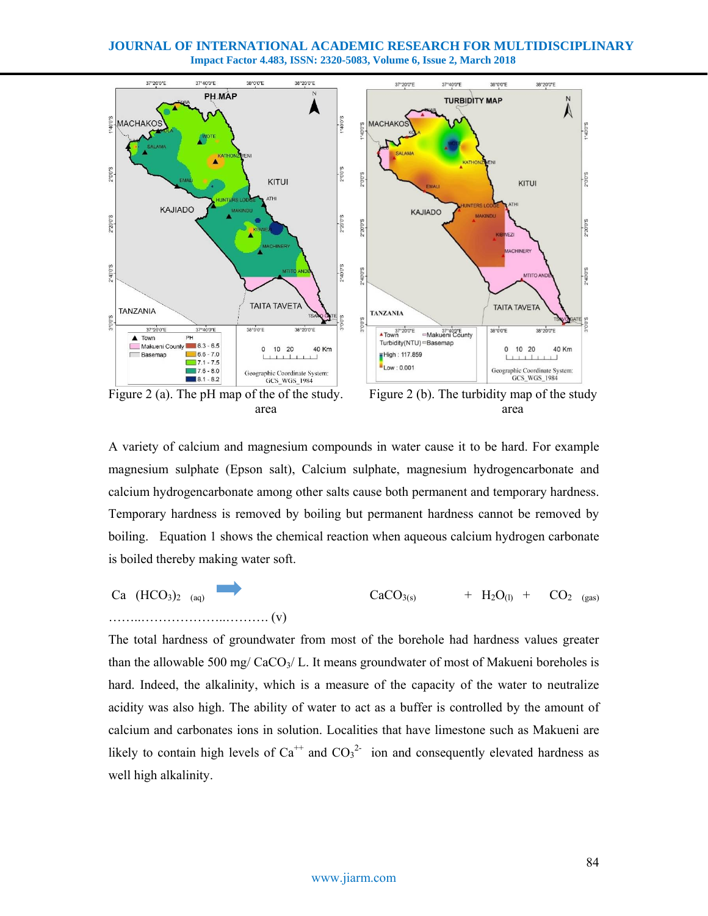Figure 2 (a). The pH map of the of the study area

Figure 2 (b). The turbidity map of the study area

A variety of calcium and magnesium compounds in water cause it to be hard. For example magnesium sulphate (Epson salt), Calcium sulphate, magnesium hydrogencarbonate and calcium hydrogencarbonate among other salts cause both permanent and temporary hardness. Temporary hardness is removed by boiling but permanent hardness cannot be removed by boiling. Equation 1 shows the chemical reaction when aqueous calcium hydrogen carbonate is boiled thereby making water soft.

$$Ca(HCO_3)_{2\,(aq)} \rightarrow CaCO_{3(s)} + H_2O_{(l)} + CO_{2\,(gas)} \quad \text{……..………………..………. (v)}$$

The total hardness of groundwater from most of the borehole had hardness values greater than the allowable 500 mg/ $CaCO_3$/ L. It means groundwater of most of Makueni boreholes is hard. Indeed, the alkalinity, which is a measure of the capacity of the water to neutralize acidity was also high. The ability of water to act as a buffer is controlled by the amount of calcium and carbonates ions in solution. Localities that have limestone such as Makueni are likely to contain high levels of $Ca^{++}$ and $CO_3^{2-}$ ion and consequently elevated hardness as well high alkalinity.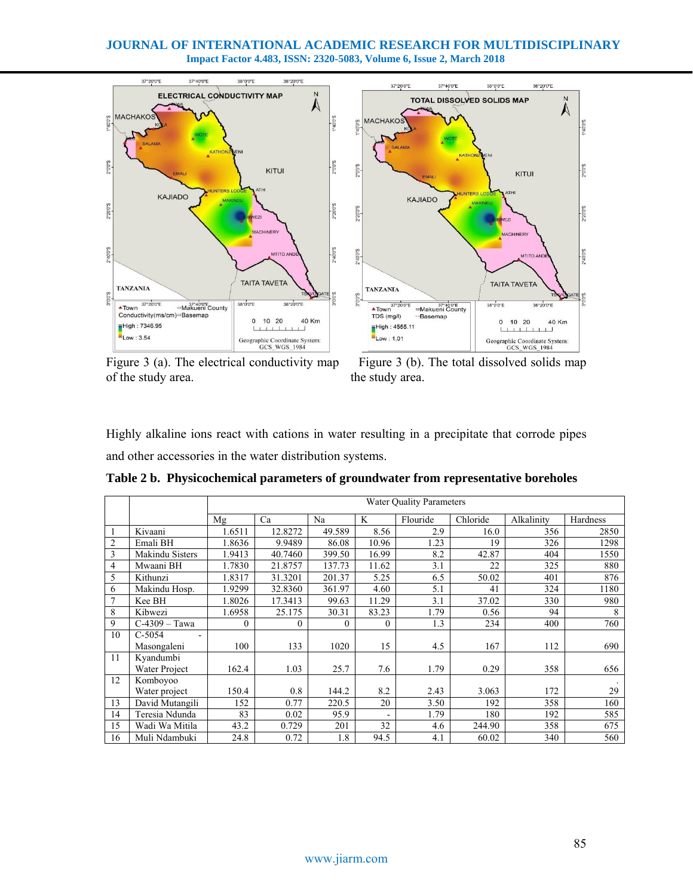Figure 3 (a). The electrical conductivity map of the study area.

Figure 3 (b). The total dissolved solids map the study area.

Highly alkaline ions react with cations in water resulting in a precipitate that corrode pipes and other accessories in the water distribution systems.

**Table 2 b. Physicochemical parameters of groundwater from representative boreholes**

| | | Water Quality Parameters | | | | | | | |
|---|---|---|---|---|---|---|---|---|---|
| | | Mg | Ca | Na | K | Flouride | Chloride | Alkalinity | Hardness |
| 1 | Kivaani | 1.6511 | 12.8272 | 49.589 | 8.56 | 2.9 | 16.0 | 356 | 2850 |
| 2 | Emali BH | 1.8636 | 9.9489 | 86.08 | 10.96 | 1.23 | 19 | 326 | 1298 |
| 3 | Makindu Sisters | 1.9413 | 40.7460 | 399.50 | 16.99 | 8.2 | 42.87 | 404 | 1550 |
| 4 | Mwaani BH | 1.7830 | 21.8757 | 137.73 | 11.62 | 3.1 | 22 | 325 | 880 |
| 5 | Kithunzi | 1.8317 | 31.3201 | 201.37 | 5.25 | 6.5 | 50.02 | 401 | 876 |
| 6 | Makindu Hosp. | 1.9299 | 32.8360 | 361.97 | 4.60 | 5.1 | 41 | 324 | 1180 |
| 7 | Kee BH | 1.8026 | 17.3413 | 99.63 | 11.29 | 3.1 | 37.02 | 330 | 980 |
| 8 | Kibwezi | 1.6958 | 25.175 | 30.31 | 83.23 | 1.79 | 0.56 | 94 | 8 |
| 9 | C-4309 – Tawa | 0 | 0 | 0 | 0 | 1.3 | 234 | 400 | 760 |
| 10 | C-5054 - Masongaleni | 100 | 133 | 1020 | 15 | 4.5 | 167 | 112 | 690 |
| 11 | Kyandumbi Water Project | 162.4 | 1.03 | 25.7 | 7.6 | 1.79 | 0.29 | 358 | 656 |
| 12 | Komboyoo Water project | 150.4 | 0.8 | 144.2 | 8.2 | 2.43 | 3.063 | 172 | . 29 |
| 13 | David Mutangili | 152 | 0.77 | 220.5 | 20 | 3.50 | 192 | 358 | 160 |
| 14 | Teresia Ndunda | 83 | 0.02 | 95.9 | - | 1.79 | 180 | 192 | 585 |
| 15 | Wadi Wa Mitila | 43.2 | 0.729 | 201 | 32 | 4.6 | 244.90 | 358 | 675 |
| 16 | Muli Ndambuki | 24.8 | 0.72 | 1.8 | 94.5 | 4.1 | 60.02 | 340 | 560 |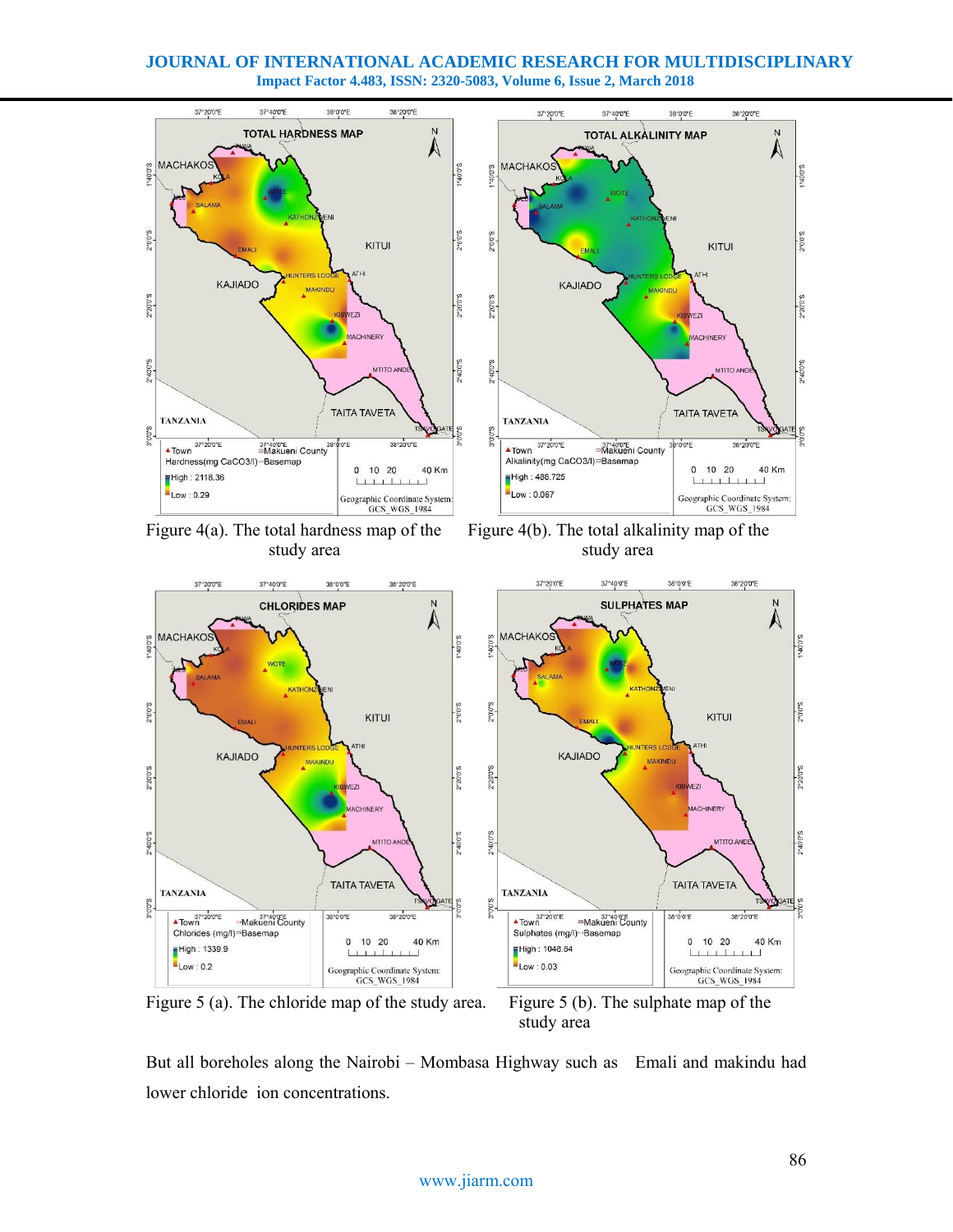Figure 4(a). The total hardness map of the study area

Figure 4(b). The total alkalinity map of the study area

Figure 5 (a). The chloride map of the study area.

Figure 5 (b). The sulphate map of the study area

But all boreholes along the Nairobi – Mombasa Highway such as Emali and makindu had lower chloride ion concentrations.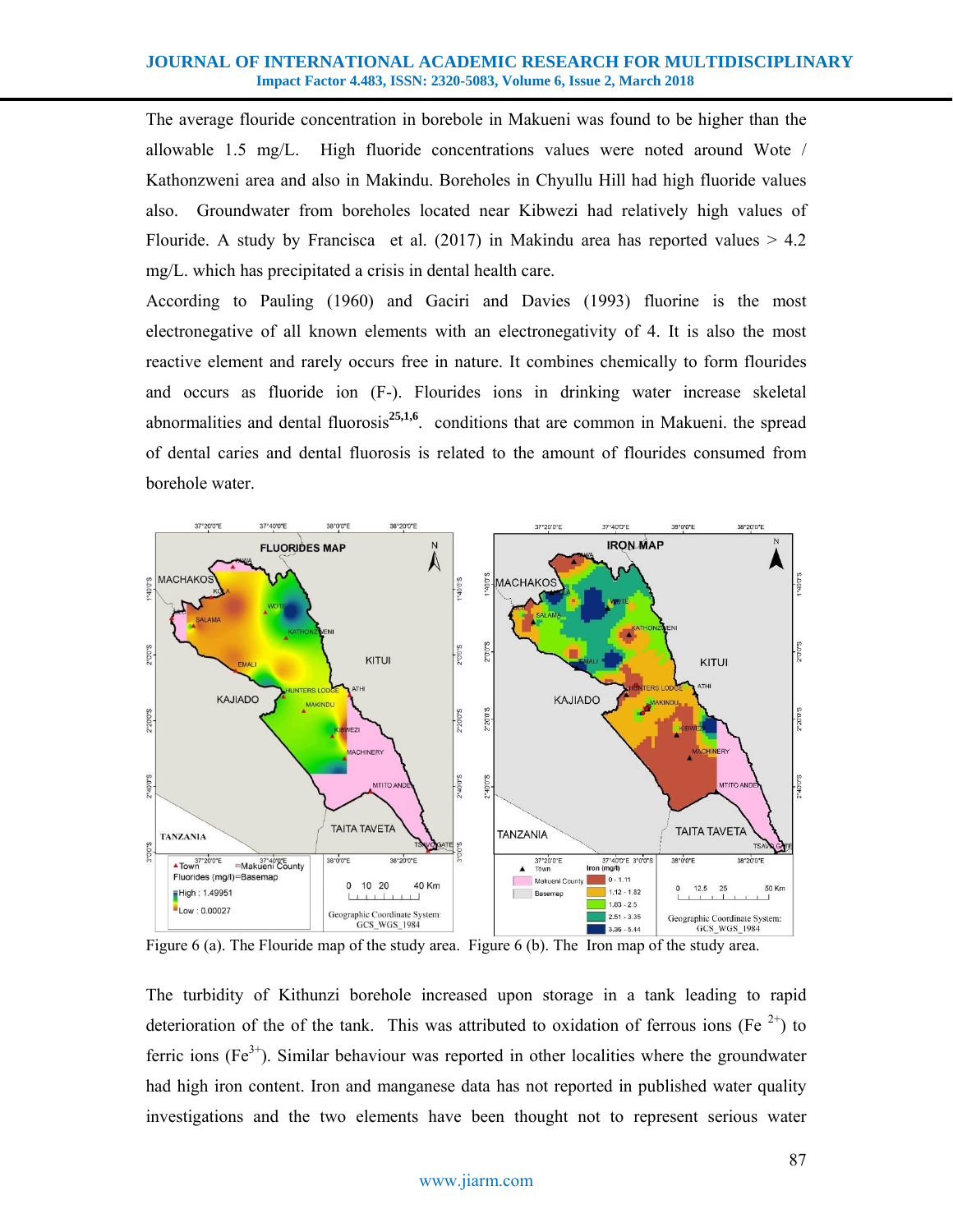The average flouride concentration in borebole in Makueni was found to be higher than the allowable 1.5 mg/L. High fluoride concentrations values were noted around Wote / Kathonzweni area and also in Makindu. Boreholes in Chyullu Hill had high fluoride values also. Groundwater from boreholes located near Kibwezi had relatively high values of Flouride. A study by Francisca et al. (2017) in Makindu area has reported values > 4.2 mg/L. which has precipitated a crisis in dental health care.

According to Pauling (1960) and Gaciri and Davies (1993) fluorine is the most electronegative of all known elements with an electronegativity of 4. It is also the most reactive element and rarely occurs free in nature. It combines chemically to form flourides and occurs as fluoride ion ($F^-$). Flourides ions in drinking water increase skeletal abnormalities and dental fluorosis[25,1,6]. conditions that are common in Makueni. the spread of dental caries and dental fluorosis is related to the amount of flourides consumed from borehole water.

Figure 6 (a). The Flouride map of the study area. Figure 6 (b). The Iron map of the study area.

The turbidity of Kithunzi borehole increased upon storage in a tank leading to rapid deterioration of the of the tank. This was attributed to oxidation of ferrous ions ($Fe^{2+}$) to ferric ions ($Fe^{3+}$). Similar behaviour was reported in other localities where the groundwater had high iron content. Iron and manganese data has not reported in published water quality investigations and the two elements have been thought not to represent serious water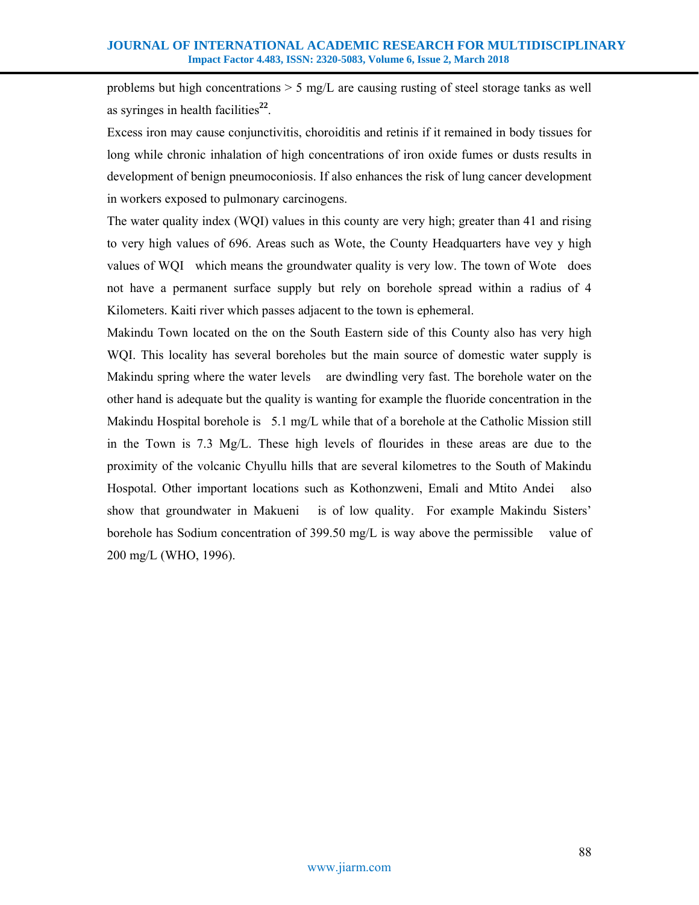problems but high concentrations > 5 mg/L are causing rusting of steel storage tanks as well as syringes in health facilities[22].

Excess iron may cause conjunctivitis, choroiditis and retinis if it remained in body tissues for long while chronic inhalation of high concentrations of iron oxide fumes or dusts results in development of benign pneumoconiosis. If also enhances the risk of lung cancer development in workers exposed to pulmonary carcinogens.

The water quality index (WQI) values in this county are very high; greater than 41 and rising to very high values of 696. Areas such as Wote, the County Headquarters have vey y high values of WQI which means the groundwater quality is very low. The town of Wote does not have a permanent surface supply but rely on borehole spread within a radius of 4 Kilometers. Kaiti river which passes adjacent to the town is ephemeral.

Makindu Town located on the on the South Eastern side of this County also has very high WQI. This locality has several boreholes but the main source of domestic water supply is Makindu spring where the water levels are dwindling very fast. The borehole water on the other hand is adequate but the quality is wanting for example the fluoride concentration in the Makindu Hospital borehole is 5.1 mg/L while that of a borehole at the Catholic Mission still in the Town is 7.3 Mg/L. These high levels of flourides in these areas are due to the proximity of the volcanic Chyullu hills that are several kilometres to the South of Makindu Hospotal. Other important locations such as Kothonzweni, Emali and Mtito Andei also show that groundwater in Makueni is of low quality. For example Makindu Sisters' borehole has Sodium concentration of 399.50 mg/L is way above the permissible value of 200 mg/L (WHO, 1996).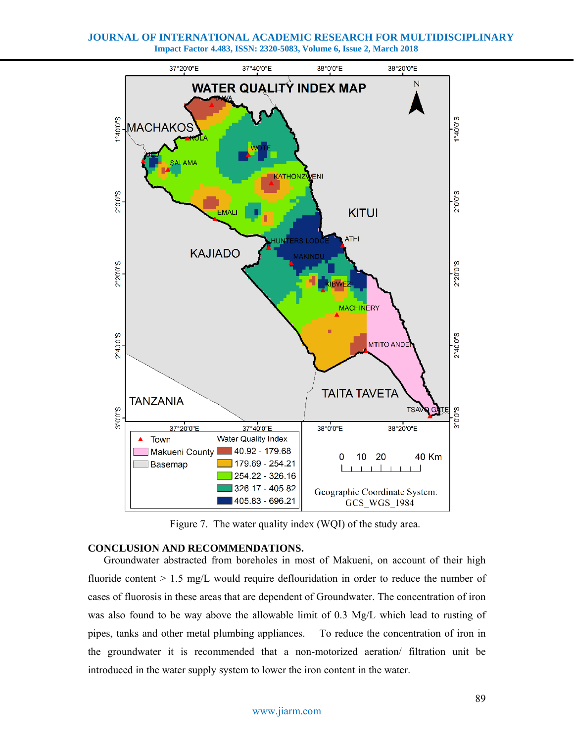Figure 7. The water quality index (WQI) of the study area.

**CONCLUSION AND RECOMMENDATIONS.**

Groundwater abstracted from boreholes in most of Makueni, on account of their high fluoride content > 1.5 mg/L would require deflouridation in order to reduce the number of cases of fluorosis in these areas that are dependent of Groundwater. The concentration of iron was also found to be way above the allowable limit of 0.3 Mg/L which lead to rusting of pipes, tanks and other metal plumbing appliances. To reduce the concentration of iron in the groundwater it is recommended that a non-motorized aeration/ filtration unit be introduced in the water supply system to lower the iron content in the water.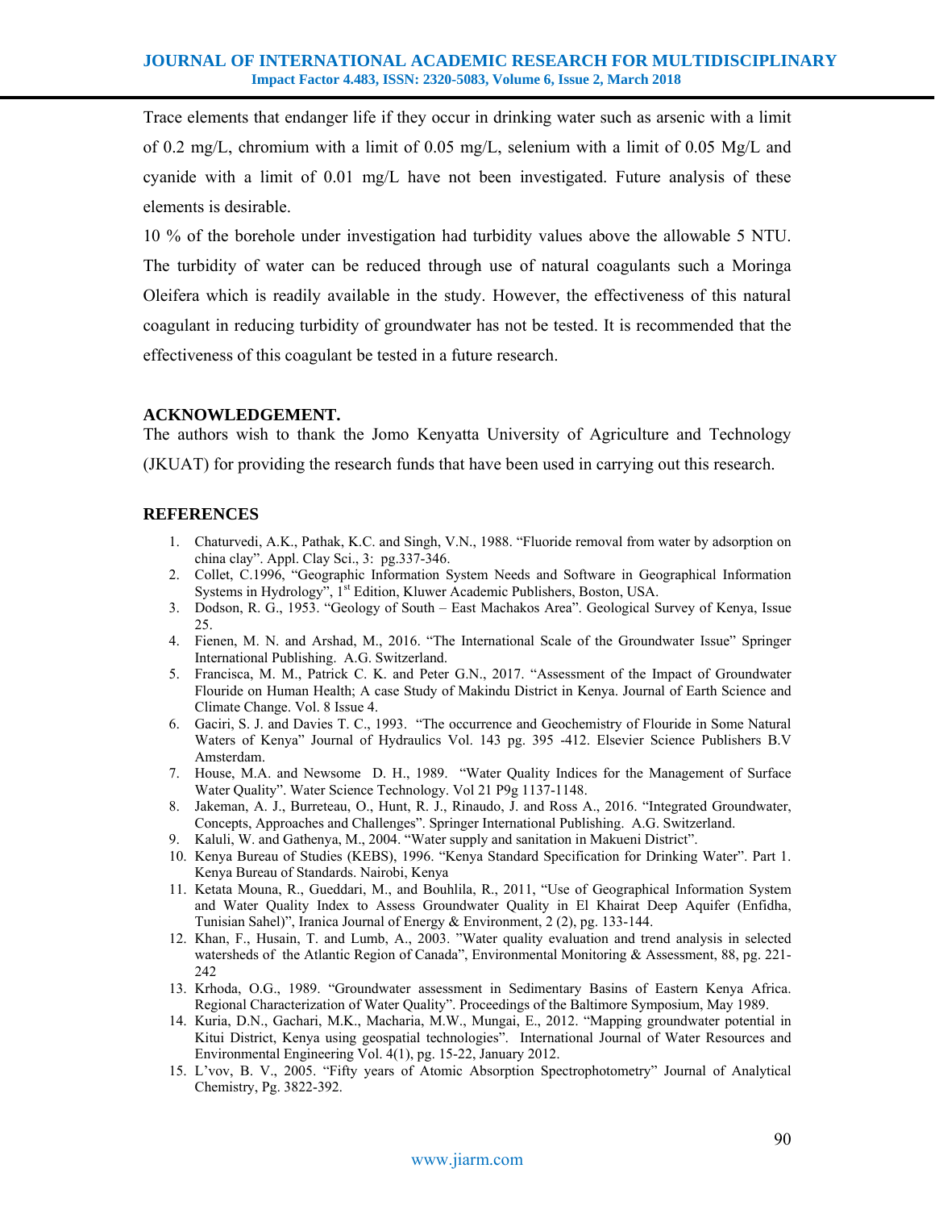Trace elements that endanger life if they occur in drinking water such as arsenic with a limit of 0.2 mg/L, chromium with a limit of 0.05 mg/L, selenium with a limit of 0.05 Mg/L and cyanide with a limit of 0.01 mg/L have not been investigated. Future analysis of these elements is desirable.

10 % of the borehole under investigation had turbidity values above the allowable 5 NTU. The turbidity of water can be reduced through use of natural coagulants such a Moringa Oleifera which is readily available in the study. However, the effectiveness of this natural coagulant in reducing turbidity of groundwater has not be tested. It is recommended that the effectiveness of this coagulant be tested in a future research.

**ACKNOWLEDGEMENT.**

The authors wish to thank the Jomo Kenyatta University of Agriculture and Technology (JKUAT) for providing the research funds that have been used in carrying out this research.

**REFERENCES**

1. Chaturvedi, A.K., Pathak, K.C. and Singh, V.N., 1988. "Fluoride removal from water by adsorption on china clay". Appl. Clay Sci., 3: pg.337-346.
2. Collet, C.1996, "Geographic Information System Needs and Software in Geographical Information Systems in Hydrology", 1st Edition, Kluwer Academic Publishers, Boston, USA.
3. Dodson, R. G., 1953. "Geology of South – East Machakos Area". Geological Survey of Kenya, Issue 25.
4. Fienen, M. N. and Arshad, M., 2016. "The International Scale of the Groundwater Issue" Springer International Publishing. A.G. Switzerland.
5. Francisca, M. M., Patrick C. K. and Peter G.N., 2017. "Assessment of the Impact of Groundwater Flouride on Human Health; A case Study of Makindu District in Kenya. Journal of Earth Science and Climate Change. Vol. 8 Issue 4.
6. Gaciri, S. J. and Davies T. C., 1993. "The occurrence and Geochemistry of Flouride in Some Natural Waters of Kenya" Journal of Hydraulics Vol. 143 pg. 395 -412. Elsevier Science Publishers B.V Amsterdam.
7. House, M.A. and Newsome D. H., 1989. "Water Quality Indices for the Management of Surface Water Quality". Water Science Technology. Vol 21 P9g 1137-1148.
8. Jakeman, A. J., Burreteau, O., Hunt, R. J., Rinaudo, J. and Ross A., 2016. "Integrated Groundwater, Concepts, Approaches and Challenges". Springer International Publishing. A.G. Switzerland.
9. Kaluli, W. and Gathenya, M., 2004. "Water supply and sanitation in Makueni District".
10. Kenya Bureau of Studies (KEBS), 1996. "Kenya Standard Specification for Drinking Water". Part 1. Kenya Bureau of Standards. Nairobi, Kenya
11. Ketata Mouna, R., Gueddari, M., and Bouhlila, R., 2011, "Use of Geographical Information System and Water Quality Index to Assess Groundwater Quality in El Khairat Deep Aquifer (Enfidha, Tunisian Sahel)", Iranica Journal of Energy & Environment, 2 (2), pg. 133-144.
12. Khan, F., Husain, T. and Lumb, A., 2003. "Water quality evaluation and trend analysis in selected watersheds of the Atlantic Region of Canada", Environmental Monitoring & Assessment, 88, pg. 221-242
13. Krhoda, O.G., 1989. "Groundwater assessment in Sedimentary Basins of Eastern Kenya Africa. Regional Characterization of Water Quality". Proceedings of the Baltimore Symposium, May 1989.
14. Kuria, D.N., Gachari, M.K., Macharia, M.W., Mungai, E., 2012. "Mapping groundwater potential in Kitui District, Kenya using geospatial technologies". International Journal of Water Resources and Environmental Engineering Vol. 4(1), pg. 15-22, January 2012.
15. L'vov, B. V., 2005. "Fifty years of Atomic Absorption Spectrophotometry" Journal of Analytical Chemistry, Pg. 3822-392.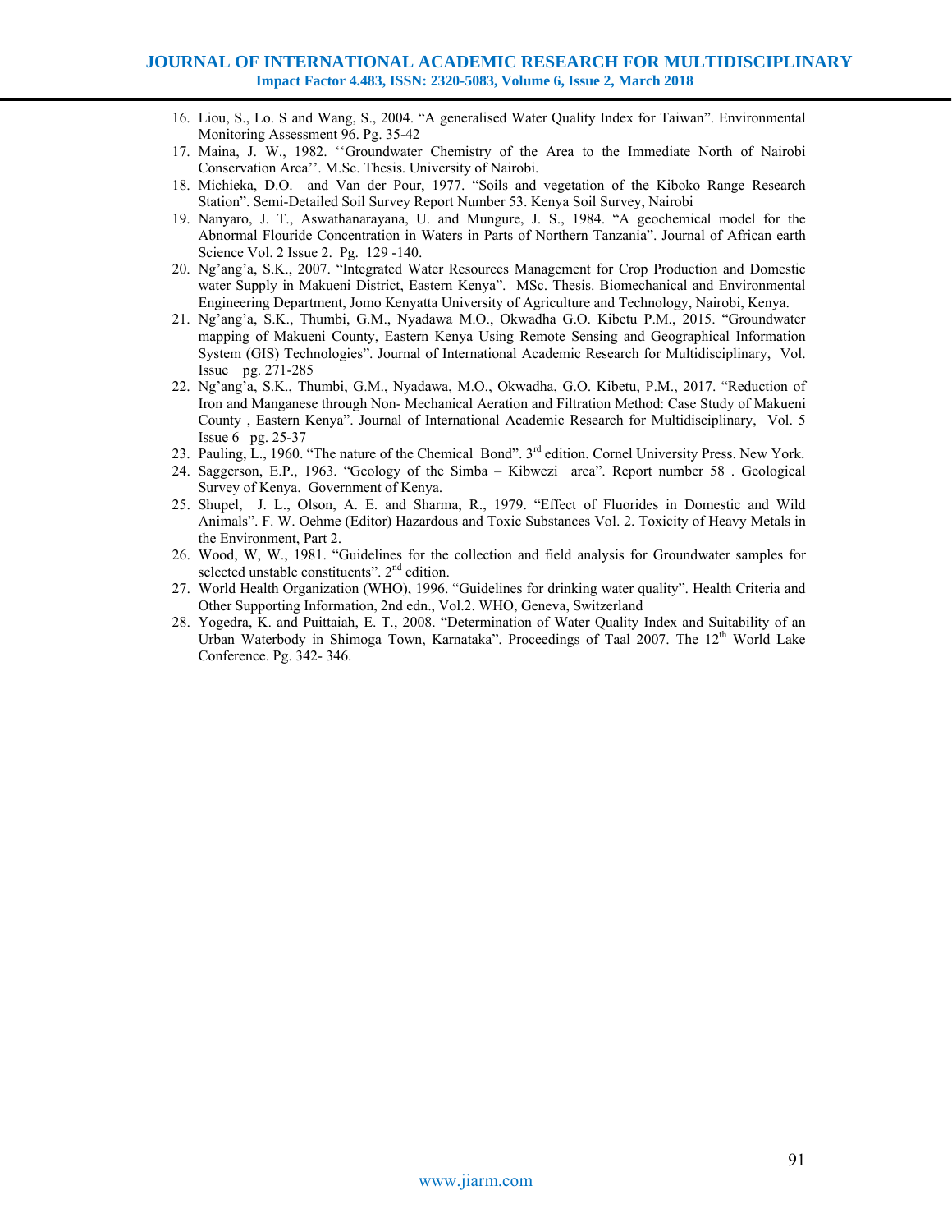16. Liou, S., Lo. S and Wang, S., 2004. "A generalised Water Quality Index for Taiwan". Environmental Monitoring Assessment 96. Pg. 35-42
17. Maina, J. W., 1982. ''Groundwater Chemistry of the Area to the Immediate North of Nairobi Conservation Area''. M.Sc. Thesis. University of Nairobi.
18. Michieka, D.O. and Van der Pour, 1977. "Soils and vegetation of the Kiboko Range Research Station". Semi-Detailed Soil Survey Report Number 53. Kenya Soil Survey, Nairobi
19. Nanyaro, J. T., Aswathanarayana, U. and Mungure, J. S., 1984. "A geochemical model for the Abnormal Flouride Concentration in Waters in Parts of Northern Tanzania". Journal of African earth Science Vol. 2 Issue 2. Pg. 129 -140.
20. Ng'ang'a, S.K., 2007. "Integrated Water Resources Management for Crop Production and Domestic water Supply in Makueni District, Eastern Kenya". MSc. Thesis. Biomechanical and Environmental Engineering Department, Jomo Kenyatta University of Agriculture and Technology, Nairobi, Kenya.
21. Ng'ang'a, S.K., Thumbi, G.M., Nyadawa M.O., Okwadha G.O. Kibetu P.M., 2015. "Groundwater mapping of Makueni County, Eastern Kenya Using Remote Sensing and Geographical Information System (GIS) Technologies". Journal of International Academic Research for Multidisciplinary, Vol. Issue pg. 271-285
22. Ng'ang'a, S.K., Thumbi, G.M., Nyadawa, M.O., Okwadha, G.O. Kibetu, P.M., 2017. "Reduction of Iron and Manganese through Non- Mechanical Aeration and Filtration Method: Case Study of Makueni County , Eastern Kenya". Journal of International Academic Research for Multidisciplinary, Vol. 5 Issue 6 pg. 25-37
23. Pauling, L., 1960. "The nature of the Chemical Bond". 3rd edition. Cornel University Press. New York.
24. Saggerson, E.P., 1963. "Geology of the Simba – Kibwezi area". Report number 58 . Geological Survey of Kenya. Government of Kenya.
25. Shupel, J. L., Olson, A. E. and Sharma, R., 1979. "Effect of Fluorides in Domestic and Wild Animals". F. W. Oehme (Editor) Hazardous and Toxic Substances Vol. 2. Toxicity of Heavy Metals in the Environment, Part 2.
26. Wood, W, W., 1981. "Guidelines for the collection and field analysis for Groundwater samples for selected unstable constituents". 2nd edition.
27. World Health Organization (WHO), 1996. "Guidelines for drinking water quality". Health Criteria and Other Supporting Information, 2nd edn., Vol.2. WHO, Geneva, Switzerland
28. Yogedra, K. and Puittaiah, E. T., 2008. "Determination of Water Quality Index and Suitability of an Urban Waterbody in Shimoga Town, Karnataka". Proceedings of Taal 2007. The 12th World Lake Conference. Pg. 342- 346.